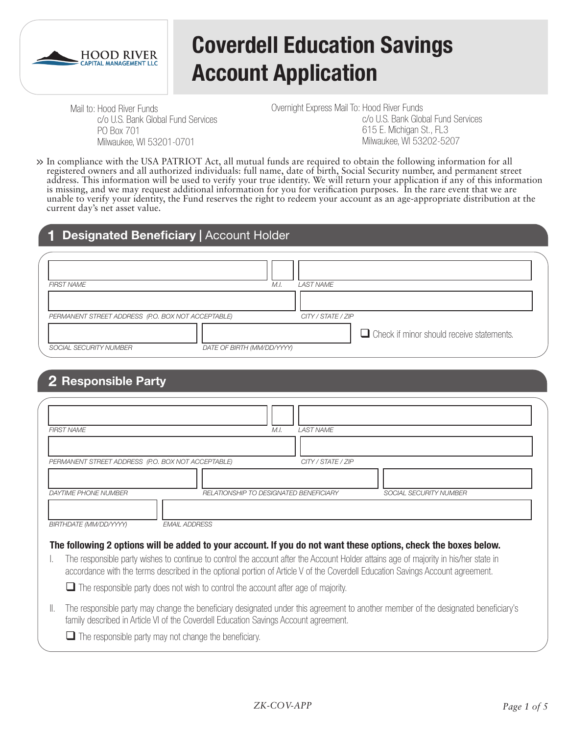HOOD RIVER CAPITAL MANAGEMENT LLC

# Coverdell Education Savings Account Application

Mail to: Hood River Funds
c/o U.S. Bank Global Fund Services
PO Box 701
Milwaukee, WI 53201-0701

Overnight Express Mail To: Hood River Funds
c/o U.S. Bank Global Fund Services
615 E. Michigan St., FL3
Milwaukee, WI 53202-5207

» In compliance with the USA PATRIOT Act, all mutual funds are required to obtain the following information for all registered owners and all authorized individuals: full name, date of birth, Social Security number, and permanent street address. This information will be used to verify your true identity. We will return your application if any of this information is missing, and we may request additional information for you for verification purposes. In the rare event that we are unable to verify your identity, the Fund reserves the right to redeem your account as an age-appropriate distribution at the current day's net asset value.

## 1 Designated Beneficiary | Account Holder

FIRST NAME | M.I. | LAST NAME

PERMANENT STREET ADDRESS (P.O. BOX NOT ACCEPTABLE) | CITY / STATE / ZIP

SOCIAL SECURITY NUMBER | DATE OF BIRTH (MM/DD/YYYY)

☐ Check if minor should receive statements.

## 2 Responsible Party

FIRST NAME | M.I. | LAST NAME

PERMANENT STREET ADDRESS (P.O. BOX NOT ACCEPTABLE) | CITY / STATE / ZIP

DAYTIME PHONE NUMBER | RELATIONSHIP TO DESIGNATED BENEFICIARY | SOCIAL SECURITY NUMBER

BIRTHDATE (MM/DD/YYYY) | EMAIL ADDRESS

**The following 2 options will be added to your account. If you do not want these options, check the boxes below.**

I. The responsible party wishes to continue to control the account after the Account Holder attains age of majority in his/her state in accordance with the terms described in the optional portion of Article V of the Coverdell Education Savings Account agreement.

☐ The responsible party does not wish to control the account after age of majority.

II. The responsible party may change the beneficiary designated under this agreement to another member of the designated beneficiary's family described in Article VI of the Coverdell Education Savings Account agreement.

☐ The responsible party may not change the beneficiary.

ZK-COV-APP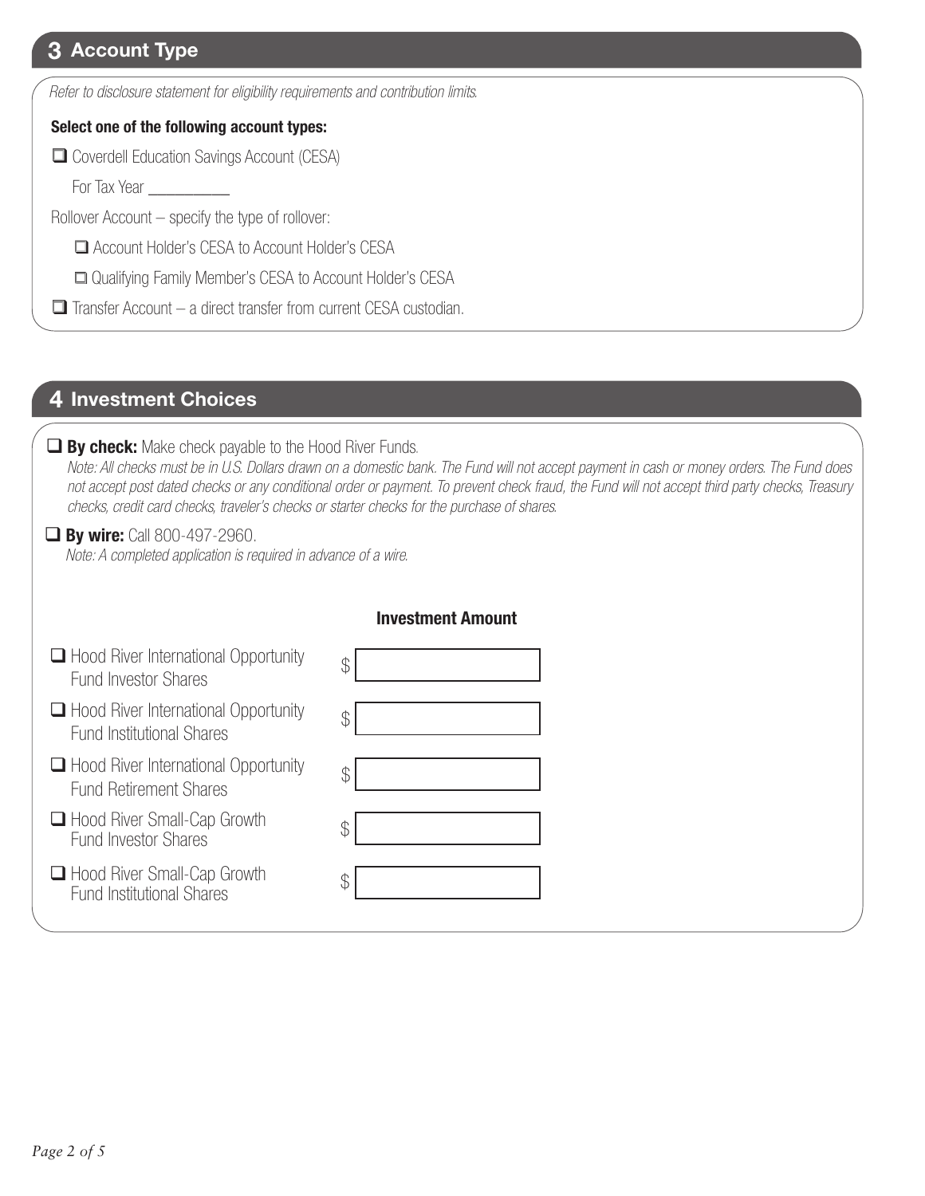## 3 Account Type

*Refer to disclosure statement for eligibility requirements and contribution limits.*

**Select one of the following account types:**

- ☐ Coverdell Education Savings Account (CESA)

  For Tax Year __________

Rollover Account – specify the type of rollover:

- ☐ Account Holder's CESA to Account Holder's CESA
- ☐ Qualifying Family Member's CESA to Account Holder's CESA

- ☐ Transfer Account – a direct transfer from current CESA custodian.

## 4 Investment Choices

☐ **By check:** Make check payable to the Hood River Funds.

*Note: All checks must be in U.S. Dollars drawn on a domestic bank. The Fund will not accept payment in cash or money orders. The Fund does not accept post dated checks or any conditional order or payment. To prevent check fraud, the Fund will not accept third party checks, Treasury checks, credit card checks, traveler's checks or starter checks for the purchase of shares.*

☐ **By wire:** Call 800-497-2960.

*Note: A completed application is required in advance of a wire.*

| | Investment Amount |
|---|---|
| ☐ Hood River International Opportunity Fund Investor Shares | $ |
| ☐ Hood River International Opportunity Fund Institutional Shares | $ |
| ☐ Hood River International Opportunity Fund Retirement Shares | $ |
| ☐ Hood River Small-Cap Growth Fund Investor Shares | $ |
| ☐ Hood River Small-Cap Growth Fund Institutional Shares | $ |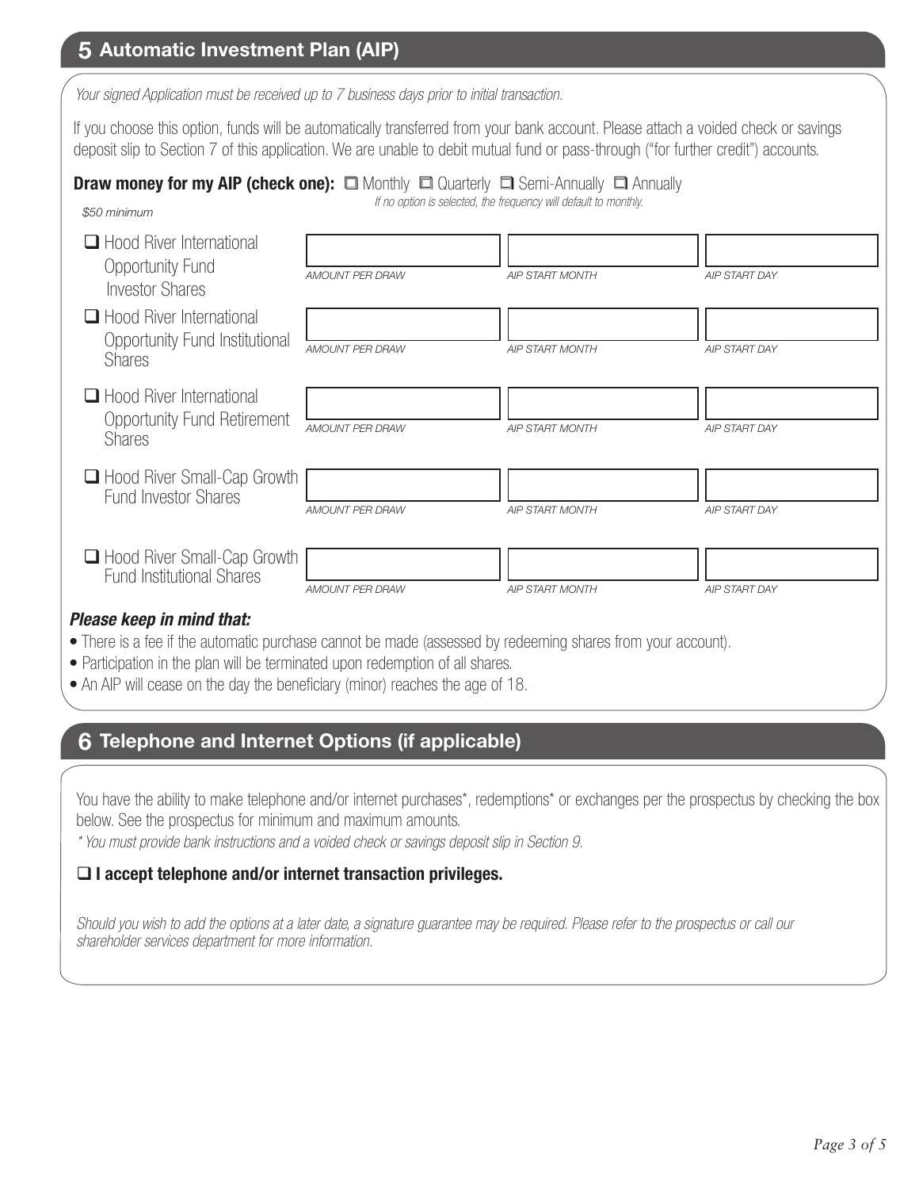## 5 Automatic Investment Plan (AIP)

*Your signed Application must be received up to 7 business days prior to initial transaction.*

If you choose this option, funds will be automatically transferred from your bank account. Please attach a voided check or savings deposit slip to Section 7 of this application. We are unable to debit mutual fund or pass-through ("for further credit") accounts.

**Draw money for my AIP (check one):** ☐ Monthly ☐ Quarterly ☐ Semi-Annually ☐ Annually

*If no option is selected, the frequency will default to monthly.*

*$50 minimum*

| Fund | AMOUNT PER DRAW | AIP START MONTH | AIP START DAY |
|---|---|---|---|
| ☐ Hood River International Opportunity Fund Investor Shares | | | |
| ☐ Hood River International Opportunity Fund Institutional Shares | | | |
| ☐ Hood River International Opportunity Fund Retirement Shares | | | |
| ☐ Hood River Small-Cap Growth Fund Investor Shares | | | |
| ☐ Hood River Small-Cap Growth Fund Institutional Shares | | | |

***Please keep in mind that:***

- There is a fee if the automatic purchase cannot be made (assessed by redeeming shares from your account).
- Participation in the plan will be terminated upon redemption of all shares.
- An AIP will cease on the day the beneficiary (minor) reaches the age of 18.

## 6 Telephone and Internet Options (if applicable)

You have the ability to make telephone and/or internet purchases*, redemptions* or exchanges per the prospectus by checking the box below. See the prospectus for minimum and maximum amounts.

*\* You must provide bank instructions and a voided check or savings deposit slip in Section 9.*

☐ **I accept telephone and/or internet transaction privileges.**

*Should you wish to add the options at a later date, a signature guarantee may be required. Please refer to the prospectus or call our shareholder services department for more information.*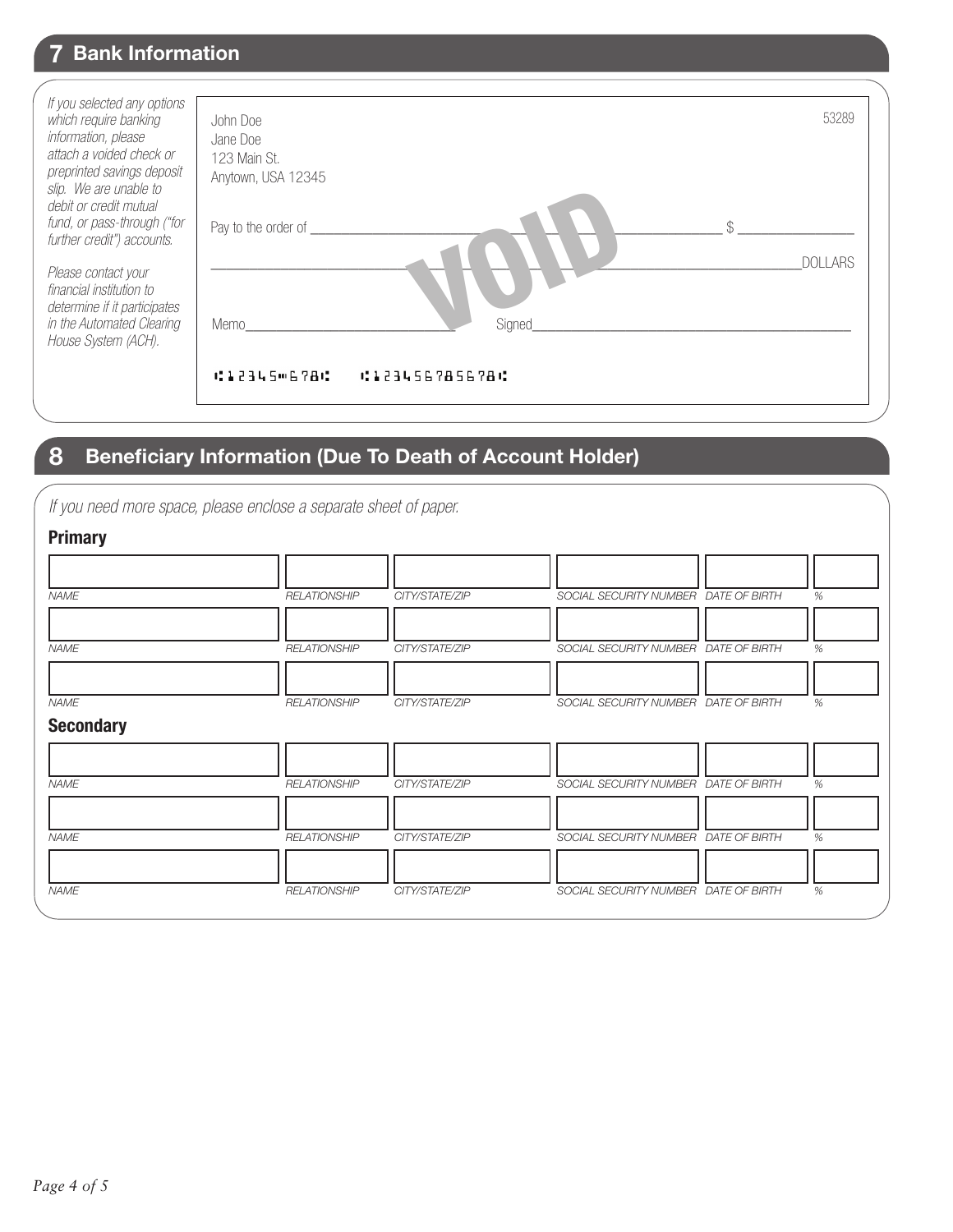## 7 Bank Information

*If you selected any options which require banking information, please attach a voided check or preprinted savings deposit slip. We are unable to debit or credit mutual fund, or pass-through ("for further credit") accounts.*

*Please contact your financial institution to determine if it participates in the Automated Clearing House System (ACH).*

John Doe
Jane Doe
123 Main St.
Anytown, USA 12345

53289

Pay to the order of ______________________________ $ ____________

______________________________________________ DOLLARS

VOID

Memo______________________ Signed______________________________

⑆12345⑈678⑆ ⑆12345678567⑆

## 8 Beneficiary Information (Due To Death of Account Holder)

*If you need more space, please enclose a separate sheet of paper.*

### Primary

| NAME | RELATIONSHIP | CITY/STATE/ZIP | SOCIAL SECURITY NUMBER | DATE OF BIRTH | % |
| --- | --- | --- | --- | --- | --- |
| | | | | | |
| | | | | | |
| | | | | | |

### Secondary

| NAME | RELATIONSHIP | CITY/STATE/ZIP | SOCIAL SECURITY NUMBER | DATE OF BIRTH | % |
| --- | --- | --- | --- | --- | --- |
| | | | | | |
| | | | | | |
| | | | | | |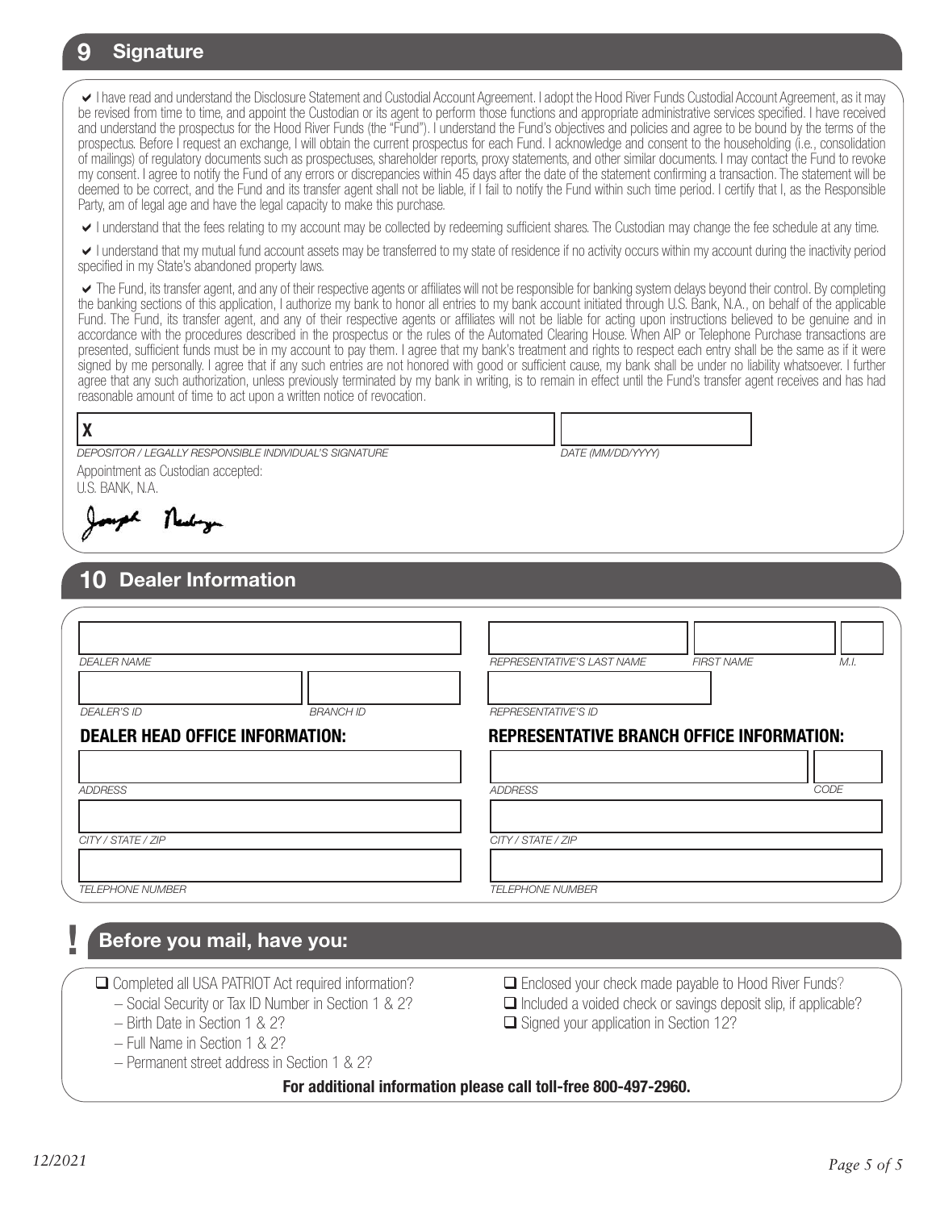## 9 Signature

✔ I have read and understand the Disclosure Statement and Custodial Account Agreement. I adopt the Hood River Funds Custodial Account Agreement, as it may be revised from time to time, and appoint the Custodian or its agent to perform those functions and appropriate administrative services specified. I have received and understand the prospectus for the Hood River Funds (the "Fund"). I understand the Fund's objectives and policies and agree to be bound by the terms of the prospectus. Before I request an exchange, I will obtain the current prospectus for each Fund. I acknowledge and consent to the householding (i.e., consolidation of mailings) of regulatory documents such as prospectuses, shareholder reports, proxy statements, and other similar documents. I may contact the Fund to revoke my consent. I agree to notify the Fund of any errors or discrepancies within 45 days after the date of the statement confirming a transaction. The statement will be deemed to be correct, and the Fund and its transfer agent shall not be liable, if I fail to notify the Fund within such time period. I certify that I, as the Responsible Party, am of legal age and have the legal capacity to make this purchase.

✔ I understand that the fees relating to my account may be collected by redeeming sufficient shares. The Custodian may change the fee schedule at any time.

✔ I understand that my mutual fund account assets may be transferred to my state of residence if no activity occurs within my account during the inactivity period specified in my State's abandoned property laws.

✔ The Fund, its transfer agent, and any of their respective agents or affiliates will not be responsible for banking system delays beyond their control. By completing the banking sections of this application, I authorize my bank to honor all entries to my bank account initiated through U.S. Bank, N.A., on behalf of the applicable Fund. The Fund, its transfer agent, and any of their respective agents or affiliates will not be liable for acting upon instructions believed to be genuine and in accordance with the procedures described in the prospectus or the rules of the Automated Clearing House. When AIP or Telephone Purchase transactions are presented, sufficient funds must be in my account to pay them. I agree that my bank's treatment and rights to respect each entry shall be the same as if it were signed by me personally. I agree that if any such entries are not honored with good or sufficient cause, my bank shall be under no liability whatsoever. I further agree that any such authorization, unless previously terminated by my bank in writing, is to remain in effect until the Fund's transfer agent receives and has had reasonable amount of time to act upon a written notice of revocation.

X

*DEPOSITOR / LEGALLY RESPONSIBLE INDIVIDUAL'S SIGNATURE* *DATE (MM/DD/YYYY)*

Appointment as Custodian accepted:
U.S. BANK, N.A.

Joseph Neuberger

## 10 Dealer Information

*DEALER NAME*

*REPRESENTATIVE'S LAST NAME* *FIRST NAME* *M.I.*

*DEALER'S ID* *BRANCH ID*

*REPRESENTATIVE'S ID*

**DEALER HEAD OFFICE INFORMATION:**

*ADDRESS*

*CITY / STATE / ZIP*

*TELEPHONE NUMBER*

**REPRESENTATIVE BRANCH OFFICE INFORMATION:**

*ADDRESS* *CODE*

*CITY / STATE / ZIP*

*TELEPHONE NUMBER*

## ! Before you mail, have you:

- ❑ Completed all USA PATRIOT Act required information?
  - – Social Security or Tax ID Number in Section 1 & 2?
  - – Birth Date in Section 1 & 2?
  - – Full Name in Section 1 & 2?
  - – Permanent street address in Section 1 & 2?
- ❑ Enclosed your check made payable to Hood River Funds?
- ❑ Included a voided check or savings deposit slip, if applicable?
- ❑ Signed your application in Section 12?

**For additional information please call toll-free 800-497-2960.**

12/2021